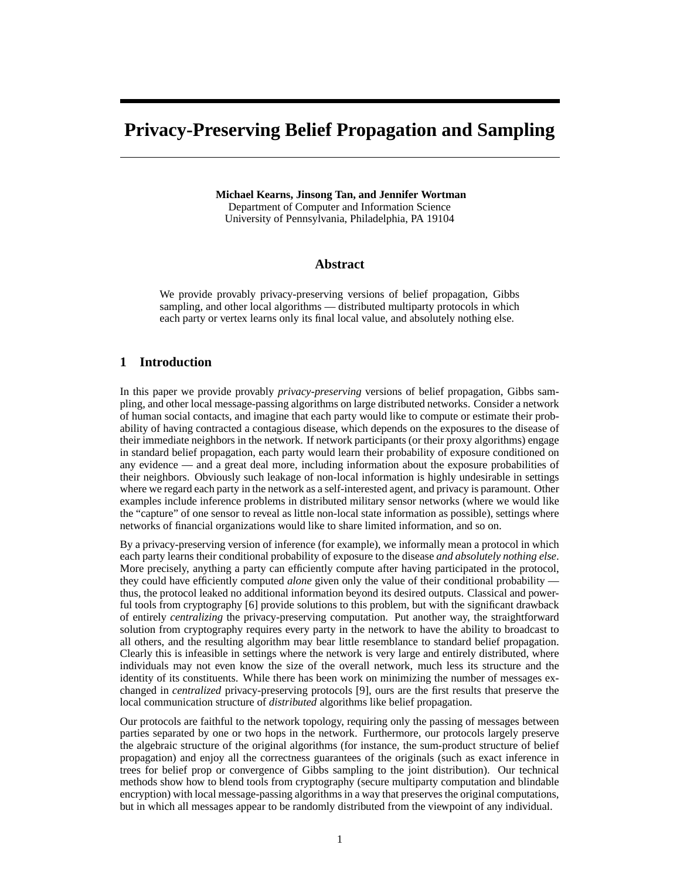# Privacy-Preserving Belief Propagation and Sampling

**Michael Kearns, Jinsong Tan, and Jennifer Wortman**
Department of Computer and Information Science
University of Pennsylvania, Philadelphia, PA 19104

## Abstract

We provide provably privacy-preserving versions of belief propagation, Gibbs sampling, and other local algorithms — distributed multiparty protocols in which each party or vertex learns only its final local value, and absolutely nothing else.

## 1 Introduction

In this paper we provide provably *privacy-preserving* versions of belief propagation, Gibbs sampling, and other local message-passing algorithms on large distributed networks. Consider a network of human social contacts, and imagine that each party would like to compute or estimate their probability of having contracted a contagious disease, which depends on the exposures to the disease of their immediate neighbors in the network. If network participants (or their proxy algorithms) engage in standard belief propagation, each party would learn their probability of exposure conditioned on any evidence — and a great deal more, including information about the exposure probabilities of their neighbors. Obviously such leakage of non-local information is highly undesirable in settings where we regard each party in the network as a self-interested agent, and privacy is paramount. Other examples include inference problems in distributed military sensor networks (where we would like the "capture" of one sensor to reveal as little non-local state information as possible), settings where networks of financial organizations would like to share limited information, and so on.

By a privacy-preserving version of inference (for example), we informally mean a protocol in which each party learns their conditional probability of exposure to the disease *and absolutely nothing else*. More precisely, anything a party can efficiently compute after having participated in the protocol, they could have efficiently computed *alone* given only the value of their conditional probability — thus, the protocol leaked no additional information beyond its desired outputs. Classical and powerful tools from cryptography [6] provide solutions to this problem, but with the significant drawback of entirely *centralizing* the privacy-preserving computation. Put another way, the straightforward solution from cryptography requires every party in the network to have the ability to broadcast to all others, and the resulting algorithm may bear little resemblance to standard belief propagation. Clearly this is infeasible in settings where the network is very large and entirely distributed, where individuals may not even know the size of the overall network, much less its structure and the identity of its constituents. While there has been work on minimizing the number of messages exchanged in *centralized* privacy-preserving protocols [9], ours are the first results that preserve the local communication structure of *distributed* algorithms like belief propagation.

Our protocols are faithful to the network topology, requiring only the passing of messages between parties separated by one or two hops in the network. Furthermore, our protocols largely preserve the algebraic structure of the original algorithms (for instance, the sum-product structure of belief propagation) and enjoy all the correctness guarantees of the originals (such as exact inference in trees for belief prop or convergence of Gibbs sampling to the joint distribution). Our technical methods show how to blend tools from cryptography (secure multiparty computation and blindable encryption) with local message-passing algorithms in a way that preserves the original computations, but in which all messages appear to be randomly distributed from the viewpoint of any individual.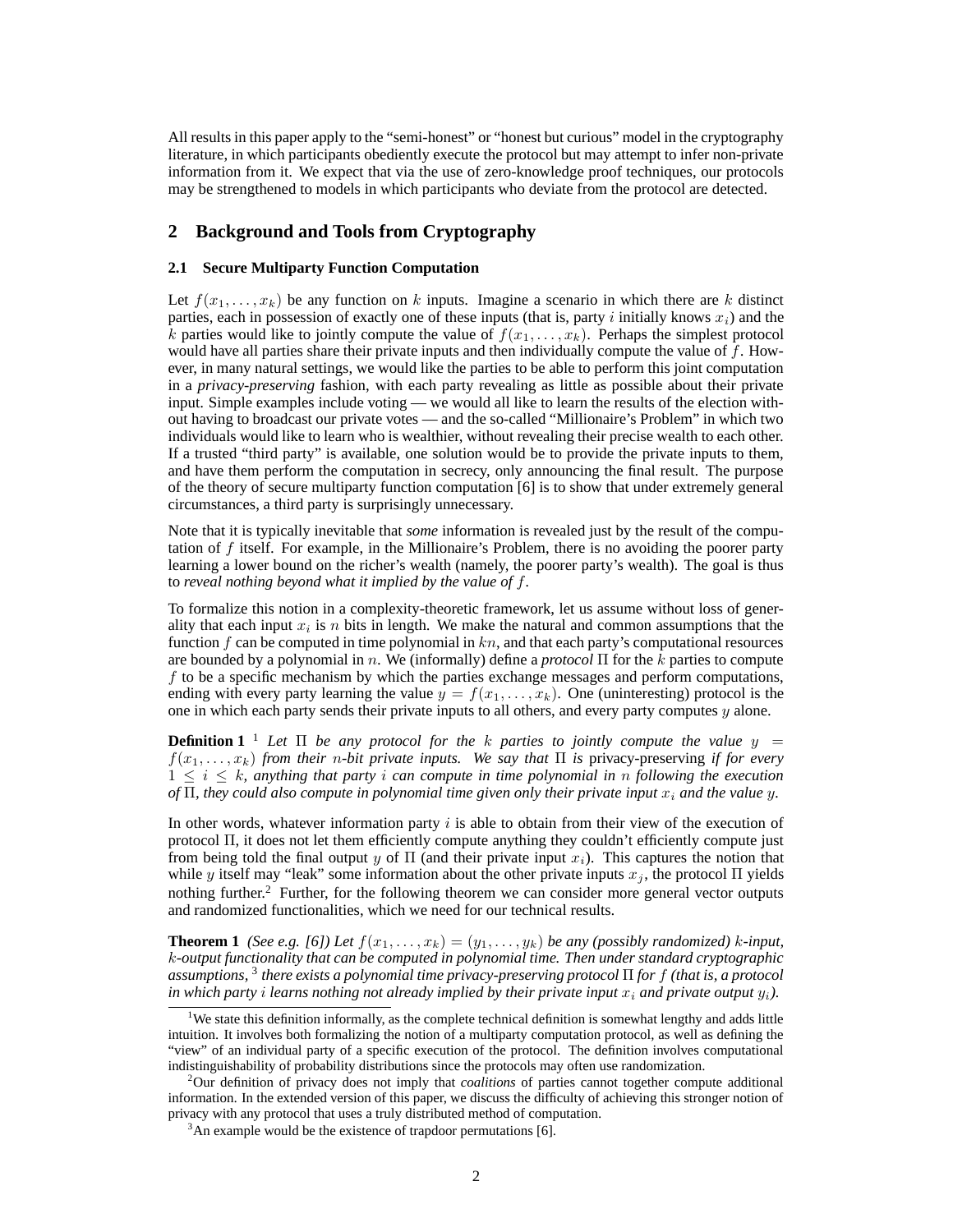All results in this paper apply to the "semi-honest" or "honest but curious" model in the cryptography literature, in which participants obediently execute the protocol but may attempt to infer non-private information from it. We expect that via the use of zero-knowledge proof techniques, our protocols may be strengthened to models in which participants who deviate from the protocol are detected.

## 2 Background and Tools from Cryptography

### 2.1 Secure Multiparty Function Computation

Let $f(x_1, \ldots, x_k)$ be any function on $k$ inputs. Imagine a scenario in which there are $k$ distinct parties, each in possession of exactly one of these inputs (that is, party $i$ initially knows $x_i$) and the $k$ parties would like to jointly compute the value of $f(x_1, \ldots, x_k)$. Perhaps the simplest protocol would have all parties share their private inputs and then individually compute the value of $f$. However, in many natural settings, we would like the parties to be able to perform this joint computation in a *privacy-preserving* fashion, with each party revealing as little as possible about their private input. Simple examples include voting — we would all like to learn the results of the election without having to broadcast our private votes — and the so-called "Millionaire's Problem" in which two individuals would like to learn who is wealthier, without revealing their precise wealth to each other. If a trusted "third party" is available, one solution would be to provide the private inputs to them, and have them perform the computation in secrecy, only announcing the final result. The purpose of the theory of secure multiparty function computation [6] is to show that under extremely general circumstances, a third party is surprisingly unnecessary.

Note that it is typically inevitable that *some* information is revealed just by the result of the computation of $f$ itself. For example, in the Millionaire's Problem, there is no avoiding the poorer party learning a lower bound on the richer's wealth (namely, the poorer party's wealth). The goal is thus to *reveal nothing beyond what it implied by the value of $f$*.

To formalize this notion in a complexity-theoretic framework, let us assume without loss of generality that each input $x_i$ is $n$ bits in length. We make the natural and common assumptions that the function $f$ can be computed in time polynomial in $kn$, and that each party's computational resources are bounded by a polynomial in $n$. We (informally) define a *protocol* $\Pi$ for the $k$ parties to compute $f$ to be a specific mechanism by which the parties exchange messages and perform computations, ending with every party learning the value $y = f(x_1, \ldots, x_k)$. One (uninteresting) protocol is the one in which each party sends their private inputs to all others, and every party computes $y$ alone.

**Definition 1** [1] *Let $\Pi$ be any protocol for the $k$ parties to jointly compute the value $y = f(x_1, \ldots, x_k)$ from their $n$-bit private inputs. We say that $\Pi$ is* privacy-preserving *if for every $1 \leq i \leq k$, anything that party $i$ can compute in time polynomial in $n$ following the execution of $\Pi$, they could also compute in polynomial time given only their private input $x_i$ and the value $y$.*

In other words, whatever information party $i$ is able to obtain from their view of the execution of protocol $\Pi$, it does not let them efficiently compute anything they couldn't efficiently compute just from being told the final output $y$ of $\Pi$ (and their private input $x_i$). This captures the notion that while $y$ itself may "leak" some information about the other private inputs $x_j$, the protocol $\Pi$ yields nothing further.[2] Further, for the following theorem we can consider more general vector outputs and randomized functionalities, which we need for our technical results.

**Theorem 1** *(See e.g. [6]) Let $f(x_1, \ldots, x_k) = (y_1, \ldots, y_k)$ be any (possibly randomized) $k$-input, $k$-output functionality that can be computed in polynomial time. Then under standard cryptographic assumptions,* [3] *there exists a polynomial time privacy-preserving protocol $\Pi$ for $f$ (that is, a protocol in which party $i$ learns nothing not already implied by their private input $x_i$ and private output $y_i$).*

---

[1] We state this definition informally, as the complete technical definition is somewhat lengthy and adds little intuition. It involves both formalizing the notion of a multiparty computation protocol, as well as defining the "view" of an individual party of a specific execution of the protocol. The definition involves computational indistinguishability of probability distributions since the protocols may often use randomization.

[2] Our definition of privacy does not imply that *coalitions* of parties cannot together compute additional information. In the extended version of this paper, we discuss the difficulty of achieving this stronger notion of privacy with any protocol that uses a truly distributed method of computation.

[3] An example would be the existence of trapdoor permutations [6].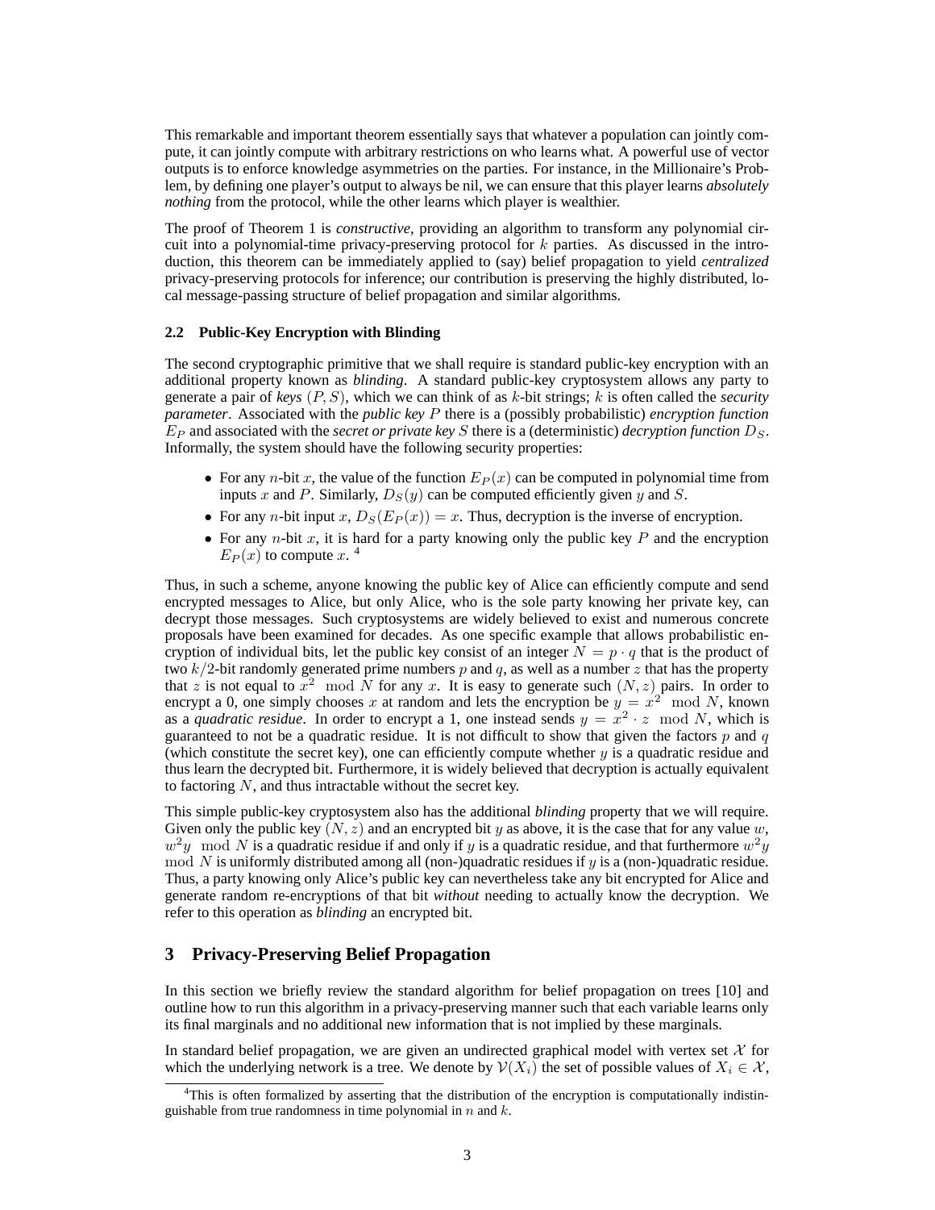This remarkable and important theorem essentially says that whatever a population can jointly compute, it can jointly compute with arbitrary restrictions on who learns what. A powerful use of vector outputs is to enforce knowledge asymmetries on the parties. For instance, in the Millionaire's Problem, by defining one player's output to always be nil, we can ensure that this player learns *absolutely nothing* from the protocol, while the other learns which player is wealthier.

The proof of Theorem 1 is *constructive*, providing an algorithm to transform any polynomial circuit into a polynomial-time privacy-preserving protocol for $k$ parties. As discussed in the introduction, this theorem can be immediately applied to (say) belief propagation to yield *centralized* privacy-preserving protocols for inference; our contribution is preserving the highly distributed, local message-passing structure of belief propagation and similar algorithms.

### 2.2 Public-Key Encryption with Blinding

The second cryptographic primitive that we shall require is standard public-key encryption with an additional property known as *blinding*. A standard public-key cryptosystem allows any party to generate a pair of *keys* $(P, S)$, which we can think of as $k$-bit strings; $k$ is often called the *security parameter*. Associated with the *public key* $P$ there is a (possibly probabilistic) *encryption function* $E_P$ and associated with the *secret or private key* $S$ there is a (deterministic) *decryption function* $D_S$. Informally, the system should have the following security properties:

- For any $n$-bit $x$, the value of the function $E_P(x)$ can be computed in polynomial time from inputs $x$ and $P$. Similarly, $D_S(y)$ can be computed efficiently given $y$ and $S$.
- For any $n$-bit input $x$, $D_S(E_P(x)) = x$. Thus, decryption is the inverse of encryption.
- For any $n$-bit $x$, it is hard for a party knowing only the public key $P$ and the encryption $E_P(x)$ to compute $x$. [4]

Thus, in such a scheme, anyone knowing the public key of Alice can efficiently compute and send encrypted messages to Alice, but only Alice, who is the sole party knowing her private key, can decrypt those messages. Such cryptosystems are widely believed to exist and numerous concrete proposals have been examined for decades. As one specific example that allows probabilistic encryption of individual bits, let the public key consist of an integer $N = p \cdot q$ that is the product of two $k/2$-bit randomly generated prime numbers $p$ and $q$, as well as a number $z$ that has the property that $z$ is not equal to $x^2 \mod N$ for any $x$. It is easy to generate such $(N, z)$ pairs. In order to encrypt a 0, one simply chooses $x$ at random and lets the encryption be $y = x^2 \mod N$, known as a *quadratic residue*. In order to encrypt a 1, one instead sends $y = x^2 \cdot z \mod N$, which is guaranteed to not be a quadratic residue. It is not difficult to show that given the factors $p$ and $q$ (which constitute the secret key), one can efficiently compute whether $y$ is a quadratic residue and thus learn the decrypted bit. Furthermore, it is widely believed that decryption is actually equivalent to factoring $N$, and thus intractable without the secret key.

This simple public-key cryptosystem also has the additional *blinding* property that we will require. Given only the public key $(N, z)$ and an encrypted bit $y$ as above, it is the case that for any value $w$, $w^2 y \mod N$ is a quadratic residue if and only if $y$ is a quadratic residue, and that furthermore $w^2 y \mod N$ is uniformly distributed among all (non-)quadratic residues if $y$ is a (non-)quadratic residue. Thus, a party knowing only Alice's public key can nevertheless take any bit encrypted for Alice and generate random re-encryptions of that bit *without* needing to actually know the decryption. We refer to this operation as *blinding* an encrypted bit.

## 3 Privacy-Preserving Belief Propagation

In this section we briefly review the standard algorithm for belief propagation on trees [10] and outline how to run this algorithm in a privacy-preserving manner such that each variable learns only its final marginals and no additional new information that is not implied by these marginals.

In standard belief propagation, we are given an undirected graphical model with vertex set $\mathcal{X}$ for which the underlying network is a tree. We denote by $\mathcal{V}(X_i)$ the set of possible values of $X_i \in \mathcal{X}$,

[4] This is often formalized by asserting that the distribution of the encryption is computationally indistinguishable from true randomness in time polynomial in $n$ and $k$.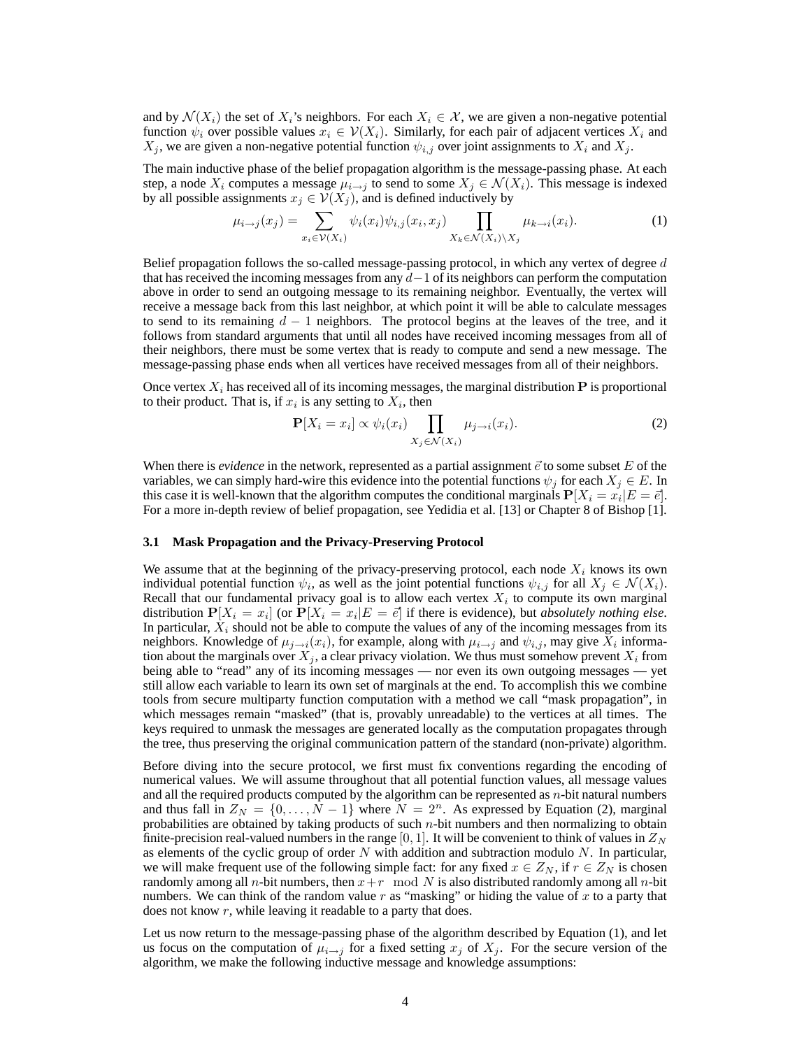and by $\mathcal{N}(X_i)$ the set of $X_i$'s neighbors. For each $X_i \in \mathcal{X}$, we are given a non-negative potential function $\psi_i$ over possible values $x_i \in \mathcal{V}(X_i)$. Similarly, for each pair of adjacent vertices $X_i$ and $X_j$, we are given a non-negative potential function $\psi_{i,j}$ over joint assignments to $X_i$ and $X_j$.

The main inductive phase of the belief propagation algorithm is the message-passing phase. At each step, a node $X_i$ computes a message $\mu_{i\to j}$ to send to some $X_j \in \mathcal{N}(X_i)$. This message is indexed by all possible assignments $x_j \in \mathcal{V}(X_j)$, and is defined inductively by

$$\mu_{i\to j}(x_j) = \sum_{x_i \in \mathcal{V}(X_i)} \psi_i(x_i)\psi_{i,j}(x_i, x_j) \prod_{X_k \in \mathcal{N}(X_i)\setminus X_j} \mu_{k\to i}(x_i). \tag{1}$$

Belief propagation follows the so-called message-passing protocol, in which any vertex of degree $d$ that has received the incoming messages from any $d-1$ of its neighbors can perform the computation above in order to send an outgoing message to its remaining neighbor. Eventually, the vertex will receive a message back from this last neighbor, at which point it will be able to calculate messages to send to its remaining $d-1$ neighbors. The protocol begins at the leaves of the tree, and it follows from standard arguments that until all nodes have received incoming messages from all of their neighbors, there must be some vertex that is ready to compute and send a new message. The message-passing phase ends when all vertices have received messages from all of their neighbors.

Once vertex $X_i$ has received all of its incoming messages, the marginal distribution $\mathbf{P}$ is proportional to their product. That is, if $x_i$ is any setting to $X_i$, then

$$\mathbf{P}[X_i = x_i] \propto \psi_i(x_i) \prod_{X_j \in \mathcal{N}(X_i)} \mu_{j\to i}(x_i). \tag{2}$$

When there is *evidence* in the network, represented as a partial assignment $\vec{e}$ to some subset $E$ of the variables, we can simply hard-wire this evidence into the potential functions $\psi_j$ for each $X_j \in E$. In this case it is well-known that the algorithm computes the conditional marginals $\mathbf{P}[X_i = x_i | E = \vec{e}]$. For a more in-depth review of belief propagation, see Yedidia et al. [13] or Chapter 8 of Bishop [1].

### 3.1 Mask Propagation and the Privacy-Preserving Protocol

We assume that at the beginning of the privacy-preserving protocol, each node $X_i$ knows its own individual potential function $\psi_i$, as well as the joint potential functions $\psi_{i,j}$ for all $X_j \in \mathcal{N}(X_i)$. Recall that our fundamental privacy goal is to allow each vertex $X_i$ to compute its own marginal distribution $\mathbf{P}[X_i = x_i]$ (or $\mathbf{P}[X_i = x_i | E = \vec{e}]$ if there is evidence), but *absolutely nothing else*. In particular, $X_i$ should not be able to compute the values of any of the incoming messages from its neighbors. Knowledge of $\mu_{j\to i}(x_i)$, for example, along with $\mu_{i\to j}$ and $\psi_{i,j}$, may give $X_i$ information about the marginals over $X_j$, a clear privacy violation. We thus must somehow prevent $X_i$ from being able to "read" any of its incoming messages — nor even its own outgoing messages — yet still allow each variable to learn its own set of marginals at the end. To accomplish this we combine tools from secure multiparty function computation with a method we call "mask propagation", in which messages remain "masked" (that is, provably unreadable) to the vertices at all times. The keys required to unmask the messages are generated locally as the computation propagates through the tree, thus preserving the original communication pattern of the standard (non-private) algorithm.

Before diving into the secure protocol, we first must fix conventions regarding the encoding of numerical values. We will assume throughout that all potential function values, all message values and all the required products computed by the algorithm can be represented as $n$-bit natural numbers and thus fall in $Z_N = \{0, \ldots, N-1\}$ where $N = 2^n$. As expressed by Equation (2), marginal probabilities are obtained by taking products of such $n$-bit numbers and then normalizing to obtain finite-precision real-valued numbers in the range $[0, 1]$. It will be convenient to think of values in $Z_N$ as elements of the cyclic group of order $N$ with addition and subtraction modulo $N$. In particular, we will make frequent use of the following simple fact: for any fixed $x \in Z_N$, if $r \in Z_N$ is chosen randomly among all $n$-bit numbers, then $x + r \mod N$ is also distributed randomly among all $n$-bit numbers. We can think of the random value $r$ as "masking" or hiding the value of $x$ to a party that does not know $r$, while leaving it readable to a party that does.

Let us now return to the message-passing phase of the algorithm described by Equation (1), and let us focus on the computation of $\mu_{i\to j}$ for a fixed setting $x_j$ of $X_j$. For the secure version of the algorithm, we make the following inductive message and knowledge assumptions: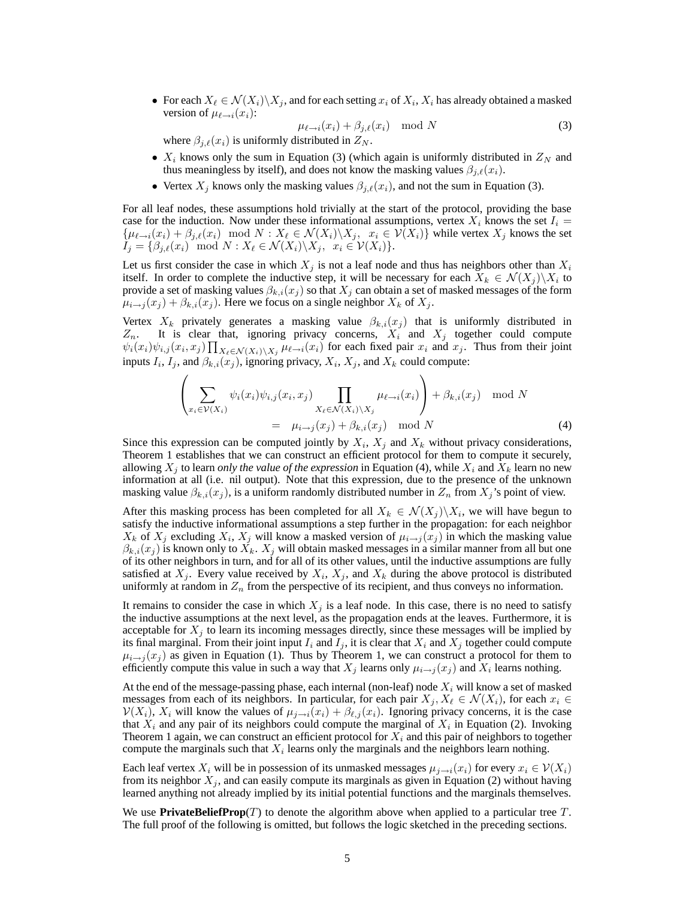- For each $X_\ell \in \mathcal{N}(X_i)\backslash X_j$, and for each setting $x_i$ of $X_i$, $X_i$ has already obtained a masked version of $\mu_{\ell\to i}(x_i)$:

$$\mu_{\ell\to i}(x_i) + \beta_{j,\ell}(x_i) \mod N \tag{3}$$

  where $\beta_{j,\ell}(x_i)$ is uniformly distributed in $Z_N$.
- $X_i$ knows only the sum in Equation (3) (which again is uniformly distributed in $Z_N$ and thus meaningless by itself), and does not know the masking values $\beta_{j,\ell}(x_i)$.
- Vertex $X_j$ knows only the masking values $\beta_{j,\ell}(x_i)$, and not the sum in Equation (3).

For all leaf nodes, these assumptions hold trivially at the start of the protocol, providing the base case for the induction. Now under these informational assumptions, vertex $X_i$ knows the set $I_i = \{\mu_{\ell\to i}(x_i) + \beta_{j,\ell}(x_i) \mod N : X_\ell \in \mathcal{N}(X_i)\backslash X_j,\ x_i \in \mathcal{V}(X_i)\}$ while vertex $X_j$ knows the set $I_j = \{\beta_{j,\ell}(x_i) \mod N : X_\ell \in \mathcal{N}(X_i)\backslash X_j,\ x_i \in \mathcal{V}(X_i)\}$.

Let us first consider the case in which $X_j$ is not a leaf node and thus has neighbors other than $X_i$ itself. In order to complete the inductive step, it will be necessary for each $X_k \in \mathcal{N}(X_j)\backslash X_i$ to provide a set of masking values $\beta_{k,i}(x_j)$ so that $X_j$ can obtain a set of masked messages of the form $\mu_{i\to j}(x_j) + \beta_{k,i}(x_j)$. Here we focus on a single neighbor $X_k$ of $X_j$.

Vertex $X_k$ privately generates a masking value $\beta_{k,i}(x_j)$ that is uniformly distributed in $Z_n$. It is clear that, ignoring privacy concerns, $X_i$ and $X_j$ together could compute $\psi_i(x_i)\psi_{i,j}(x_i,x_j)\prod_{X_\ell\in\mathcal{N}(X_i)\backslash X_j}\mu_{\ell\to i}(x_i)$ for each fixed pair $x_i$ and $x_j$. Thus from their joint inputs $I_i$, $I_j$, and $\beta_{k,i}(x_j)$, ignoring privacy, $X_i$, $X_j$, and $X_k$ could compute:

$$\begin{aligned}\left(\sum_{x_i\in\mathcal{V}(X_i)} \psi_i(x_i)\psi_{i,j}(x_i,x_j) \prod_{X_\ell\in\mathcal{N}(X_i)\backslash X_j} \mu_{\ell\to i}(x_i)\right) + \beta_{k,i}(x_j) \mod N \\ = \mu_{i\to j}(x_j) + \beta_{k,i}(x_j) \mod N\end{aligned} \tag{4}$$

Since this expression can be computed jointly by $X_i$, $X_j$ and $X_k$ without privacy considerations, Theorem 1 establishes that we can construct an efficient protocol for them to compute it securely, allowing $X_j$ to learn *only the value of the expression* in Equation (4), while $X_i$ and $X_k$ learn no new information at all (i.e. nil output). Note that this expression, due to the presence of the unknown masking value $\beta_{k,i}(x_j)$, is a uniform randomly distributed number in $Z_n$ from $X_j$'s point of view.

After this masking process has been completed for all $X_k \in \mathcal{N}(X_j)\backslash X_i$, we will have begun to satisfy the inductive informational assumptions a step further in the propagation: for each neighbor $X_k$ of $X_j$ excluding $X_i$, $X_j$ will know a masked version of $\mu_{i\to j}(x_j)$ in which the masking value $\beta_{k,i}(x_j)$ is known only to $X_k$. $X_j$ will obtain masked messages in a similar manner from all but one of its other neighbors in turn, and for all of its other values, until the inductive assumptions are fully satisfied at $X_j$. Every value received by $X_i$, $X_j$, and $X_k$ during the above protocol is distributed uniformly at random in $Z_n$ from the perspective of its recipient, and thus conveys no information.

It remains to consider the case in which $X_j$ is a leaf node. In this case, there is no need to satisfy the inductive assumptions at the next level, as the propagation ends at the leaves. Furthermore, it is acceptable for $X_j$ to learn its incoming messages directly, since these messages will be implied by its final marginal. From their joint input $I_i$ and $I_j$, it is clear that $X_i$ and $X_j$ together could compute $\mu_{i\to j}(x_j)$ as given in Equation (1). Thus by Theorem 1, we can construct a protocol for them to efficiently compute this value in such a way that $X_j$ learns only $\mu_{i\to j}(x_j)$ and $X_i$ learns nothing.

At the end of the message-passing phase, each internal (non-leaf) node $X_i$ will know a set of masked messages from each of its neighbors. In particular, for each pair $X_j, X_\ell \in \mathcal{N}(X_i)$, for each $x_i \in \mathcal{V}(X_i)$, $X_i$ will know the values of $\mu_{j\to i}(x_i) + \beta_{\ell,j}(x_i)$. Ignoring privacy concerns, it is the case that $X_i$ and any pair of its neighbors could compute the marginal of $X_i$ in Equation (2). Invoking Theorem 1 again, we can construct an efficient protocol for $X_i$ and this pair of neighbors to together compute the marginals such that $X_i$ learns only the marginals and the neighbors learn nothing.

Each leaf vertex $X_i$ will be in possession of its unmasked messages $\mu_{j\to i}(x_i)$ for every $x_i \in \mathcal{V}(X_i)$ from its neighbor $X_j$, and can easily compute its marginals as given in Equation (2) without having learned anything not already implied by its initial potential functions and the marginals themselves.

We use **PrivateBeliefProp**$(T)$ to denote the algorithm above when applied to a particular tree $T$. The full proof of the following is omitted, but follows the logic sketched in the preceding sections.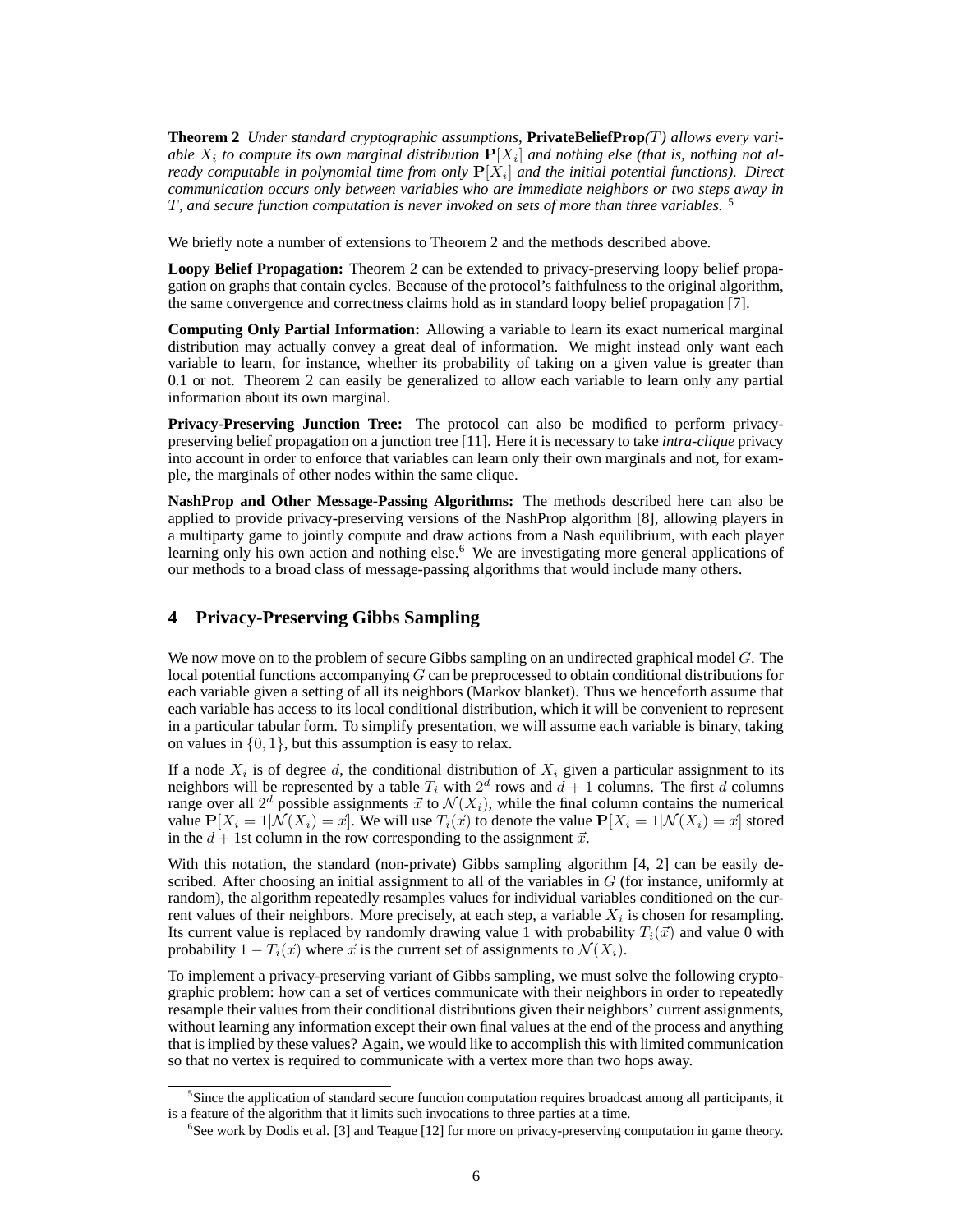**Theorem 2** *Under standard cryptographic assumptions,* **PrivateBeliefProp**$(T)$ *allows every variable $X_i$ to compute its own marginal distribution $\mathbf{P}[X_i]$ and nothing else (that is, nothing not already computable in polynomial time from only $\mathbf{P}[X_i]$ and the initial potential functions). Direct communication occurs only between variables who are immediate neighbors or two steps away in $T$, and secure function computation is never invoked on sets of more than three variables.* [5]

We briefly note a number of extensions to Theorem 2 and the methods described above.

**Loopy Belief Propagation:** Theorem 2 can be extended to privacy-preserving loopy belief propagation on graphs that contain cycles. Because of the protocol's faithfulness to the original algorithm, the same convergence and correctness claims hold as in standard loopy belief propagation [7].

**Computing Only Partial Information:** Allowing a variable to learn its exact numerical marginal distribution may actually convey a great deal of information. We might instead only want each variable to learn, for instance, whether its probability of taking on a given value is greater than 0.1 or not. Theorem 2 can easily be generalized to allow each variable to learn only any partial information about its own marginal.

**Privacy-Preserving Junction Tree:** The protocol can also be modified to perform privacy-preserving belief propagation on a junction tree [11]. Here it is necessary to take *intra-clique* privacy into account in order to enforce that variables can learn only their own marginals and not, for example, the marginals of other nodes within the same clique.

**NashProp and Other Message-Passing Algorithms:** The methods described here can also be applied to provide privacy-preserving versions of the NashProp algorithm [8], allowing players in a multiparty game to jointly compute and draw actions from a Nash equilibrium, with each player learning only his own action and nothing else.[6] We are investigating more general applications of our methods to a broad class of message-passing algorithms that would include many others.

## 4 Privacy-Preserving Gibbs Sampling

We now move on to the problem of secure Gibbs sampling on an undirected graphical model $G$. The local potential functions accompanying $G$ can be preprocessed to obtain conditional distributions for each variable given a setting of all its neighbors (Markov blanket). Thus we henceforth assume that each variable has access to its local conditional distribution, which it will be convenient to represent in a particular tabular form. To simplify presentation, we will assume each variable is binary, taking on values in $\{0, 1\}$, but this assumption is easy to relax.

If a node $X_i$ is of degree $d$, the conditional distribution of $X_i$ given a particular assignment to its neighbors will be represented by a table $T_i$ with $2^d$ rows and $d + 1$ columns. The first $d$ columns range over all $2^d$ possible assignments $\vec{x}$ to $\mathcal{N}(X_i)$, while the final column contains the numerical value $\mathbf{P}[X_i = 1|\mathcal{N}(X_i) = \vec{x}]$. We will use $T_i(\vec{x})$ to denote the value $\mathbf{P}[X_i = 1|\mathcal{N}(X_i) = \vec{x}]$ stored in the $d + 1$st column in the row corresponding to the assignment $\vec{x}$.

With this notation, the standard (non-private) Gibbs sampling algorithm [4, 2] can be easily described. After choosing an initial assignment to all of the variables in $G$ (for instance, uniformly at random), the algorithm repeatedly resamples values for individual variables conditioned on the current values of their neighbors. More precisely, at each step, a variable $X_i$ is chosen for resampling. Its current value is replaced by randomly drawing value 1 with probability $T_i(\vec{x})$ and value 0 with probability $1 - T_i(\vec{x})$ where $\vec{x}$ is the current set of assignments to $\mathcal{N}(X_i)$.

To implement a privacy-preserving variant of Gibbs sampling, we must solve the following cryptographic problem: how can a set of vertices communicate with their neighbors in order to repeatedly resample their values from their conditional distributions given their neighbors' current assignments, without learning any information except their own final values at the end of the process and anything that is implied by these values? Again, we would like to accomplish this with limited communication so that no vertex is required to communicate with a vertex more than two hops away.

[5] Since the application of standard secure function computation requires broadcast among all participants, it is a feature of the algorithm that it limits such invocations to three parties at a time.

[6] See work by Dodis et al. [3] and Teague [12] for more on privacy-preserving computation in game theory.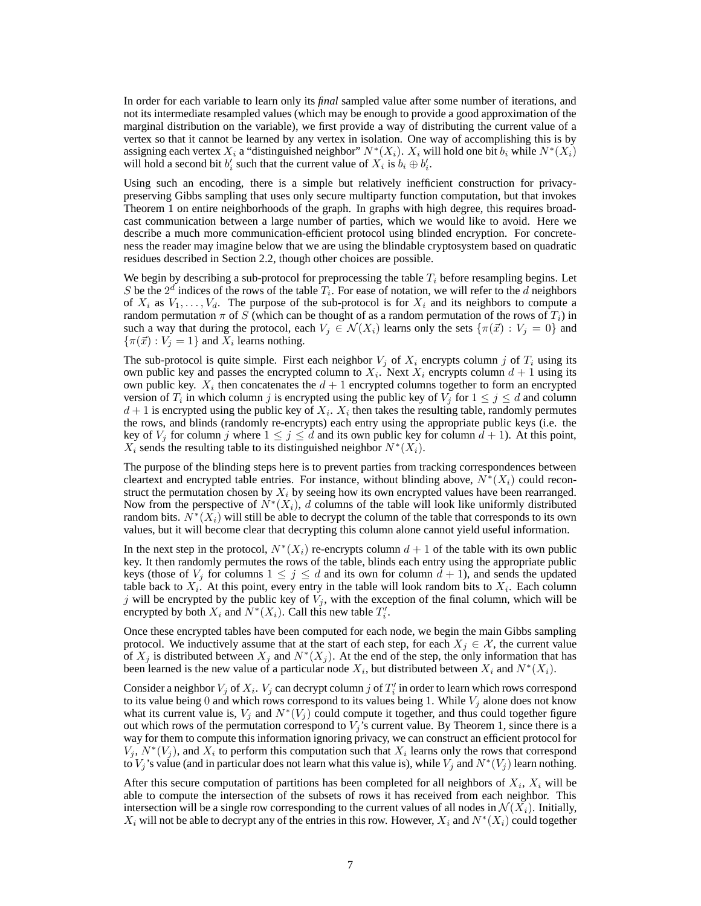In order for each variable to learn only its *final* sampled value after some number of iterations, and not its intermediate resampled values (which may be enough to provide a good approximation of the marginal distribution on the variable), we first provide a way of distributing the current value of a vertex so that it cannot be learned by any vertex in isolation. One way of accomplishing this is by assigning each vertex $X_i$ a "distinguished neighbor" $N^*(X_i)$. $X_i$ will hold one bit $b_i$ while $N^*(X_i)$ will hold a second bit $b'_i$ such that the current value of $X_i$ is $b_i \oplus b'_i$.

Using such an encoding, there is a simple but relatively inefficient construction for privacy-preserving Gibbs sampling that uses only secure multiparty function computation, but that invokes Theorem 1 on entire neighborhoods of the graph. In graphs with high degree, this requires broadcast communication between a large number of parties, which we would like to avoid. Here we describe a much more communication-efficient protocol using blinded encryption. For concreteness the reader may imagine below that we are using the blindable cryptosystem based on quadratic residues described in Section 2.2, though other choices are possible.

We begin by describing a sub-protocol for preprocessing the table $T_i$ before resampling begins. Let $S$ be the $2^d$ indices of the rows of the table $T_i$. For ease of notation, we will refer to the $d$ neighbors of $X_i$ as $V_1, \ldots, V_d$. The purpose of the sub-protocol is for $X_i$ and its neighbors to compute a random permutation $\pi$ of $S$ (which can be thought of as a random permutation of the rows of $T_i$) in such a way that during the protocol, each $V_j \in \mathcal{N}(X_i)$ learns only the sets $\{\pi(\vec{x}) : V_j = 0\}$ and $\{\pi(\vec{x}) : V_j = 1\}$ and $X_i$ learns nothing.

The sub-protocol is quite simple. First each neighbor $V_j$ of $X_i$ encrypts column $j$ of $T_i$ using its own public key and passes the encrypted column to $X_i$. Next $X_i$ encrypts column $d+1$ using its own public key. $X_i$ then concatenates the $d+1$ encrypted columns together to form an encrypted version of $T_i$ in which column $j$ is encrypted using the public key of $V_j$ for $1 \leq j \leq d$ and column $d+1$ is encrypted using the public key of $X_i$. $X_i$ then takes the resulting table, randomly permutes the rows, and blinds (randomly re-encrypts) each entry using the appropriate public keys (i.e. the key of $V_j$ for column $j$ where $1 \leq j \leq d$ and its own public key for column $d+1$). At this point, $X_i$ sends the resulting table to its distinguished neighbor $N^*(X_i)$.

The purpose of the blinding steps here is to prevent parties from tracking correspondences between cleartext and encrypted table entries. For instance, without blinding above, $N^*(X_i)$ could reconstruct the permutation chosen by $X_i$ by seeing how its own encrypted values have been rearranged. Now from the perspective of $N^*(X_i)$, $d$ columns of the table will look like uniformly distributed random bits. $N^*(X_i)$ will still be able to decrypt the column of the table that corresponds to its own values, but it will become clear that decrypting this column alone cannot yield useful information.

In the next step in the protocol, $N^*(X_i)$ re-encrypts column $d+1$ of the table with its own public key. It then randomly permutes the rows of the table, blinds each entry using the appropriate public keys (those of $V_j$ for columns $1 \leq j \leq d$ and its own for column $d+1$), and sends the updated table back to $X_i$. At this point, every entry in the table will look random bits to $X_i$. Each column $j$ will be encrypted by the public key of $V_j$, with the exception of the final column, which will be encrypted by both $X_i$ and $N^*(X_i)$. Call this new table $T'_i$.

Once these encrypted tables have been computed for each node, we begin the main Gibbs sampling protocol. We inductively assume that at the start of each step, for each $X_j \in \mathcal{X}$, the current value of $X_j$ is distributed between $X_j$ and $N^*(X_j)$. At the end of the step, the only information that has been learned is the new value of a particular node $X_i$, but distributed between $X_i$ and $N^*(X_i)$.

Consider a neighbor $V_j$ of $X_i$. $V_j$ can decrypt column $j$ of $T'_i$ in order to learn which rows correspond to its value being 0 and which rows correspond to its values being 1. While $V_j$ alone does not know what its current value is, $V_j$ and $N^*(V_j)$ could compute it together, and thus could together figure out which rows of the permutation correspond to $V_j$'s current value. By Theorem 1, since there is a way for them to compute this information ignoring privacy, we can construct an efficient protocol for $V_j$, $N^*(V_j)$, and $X_i$ to perform this computation such that $X_i$ learns only the rows that correspond to $V_j$'s value (and in particular does not learn what this value is), while $V_j$ and $N^*(V_j)$ learn nothing.

After this secure computation of partitions has been completed for all neighbors of $X_i$, $X_i$ will be able to compute the intersection of the subsets of rows it has received from each neighbor. This intersection will be a single row corresponding to the current values of all nodes in $\mathcal{N}(X_i)$. Initially, $X_i$ will not be able to decrypt any of the entries in this row. However, $X_i$ and $N^*(X_i)$ could together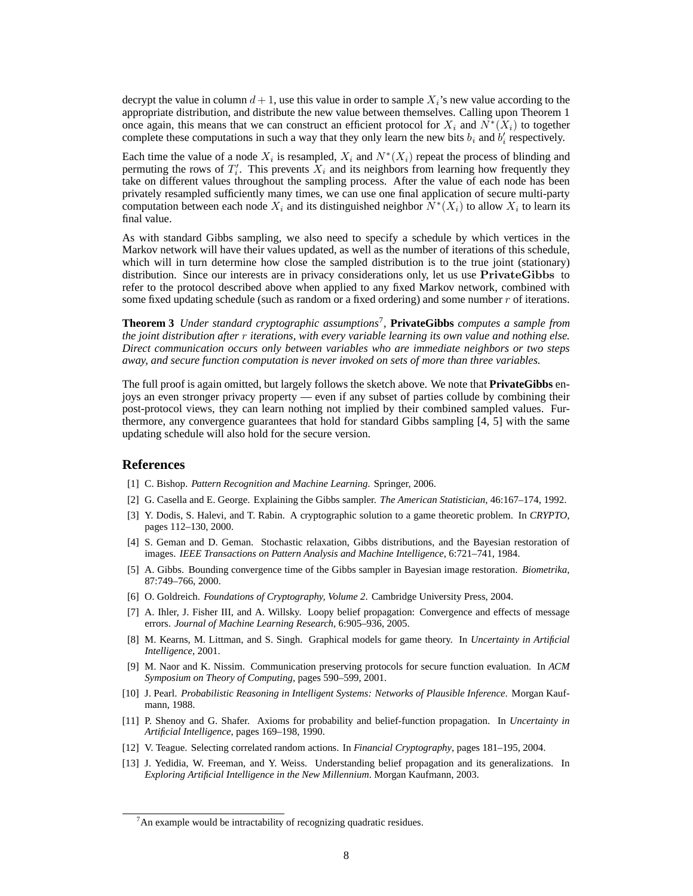decrypt the value in column $d + 1$, use this value in order to sample $X_i$'s new value according to the appropriate distribution, and distribute the new value between themselves. Calling upon Theorem 1 once again, this means that we can construct an efficient protocol for $X_i$ and $N^*(X_i)$ to together complete these computations in such a way that they only learn the new bits $b_i$ and $b'_i$ respectively.

Each time the value of a node $X_i$ is resampled, $X_i$ and $N^*(X_i)$ repeat the process of blinding and permuting the rows of $T'_i$. This prevents $X_i$ and its neighbors from learning how frequently they take on different values throughout the sampling process. After the value of each node has been privately resampled sufficiently many times, we can use one final application of secure multi-party computation between each node $X_i$ and its distinguished neighbor $N^*(X_i)$ to allow $X_i$ to learn its final value.

As with standard Gibbs sampling, we also need to specify a schedule by which vertices in the Markov network will have their values updated, as well as the number of iterations of this schedule, which will in turn determine how close the sampled distribution is to the true joint (stationary) distribution. Since our interests are in privacy considerations only, let us use **PrivateGibbs** to refer to the protocol described above when applied to any fixed Markov network, combined with some fixed updating schedule (such as random or a fixed ordering) and some number $r$ of iterations.

**Theorem 3** *Under standard cryptographic assumptions*[7]*,* **PrivateGibbs** *computes a sample from the joint distribution after $r$ iterations, with every variable learning its own value and nothing else. Direct communication occurs only between variables who are immediate neighbors or two steps away, and secure function computation is never invoked on sets of more than three variables.*

The full proof is again omitted, but largely follows the sketch above. We note that **PrivateGibbs** enjoys an even stronger privacy property — even if any subset of parties collude by combining their post-protocol views, they can learn nothing not implied by their combined sampled values. Furthermore, any convergence guarantees that hold for standard Gibbs sampling [4, 5] with the same updating schedule will also hold for the secure version.

## References

[1] C. Bishop. *Pattern Recognition and Machine Learning*. Springer, 2006.

[2] G. Casella and E. George. Explaining the Gibbs sampler. *The American Statistician*, 46:167–174, 1992.

[3] Y. Dodis, S. Halevi, and T. Rabin. A cryptographic solution to a game theoretic problem. In *CRYPTO*, pages 112–130, 2000.

[4] S. Geman and D. Geman. Stochastic relaxation, Gibbs distributions, and the Bayesian restoration of images. *IEEE Transactions on Pattern Analysis and Machine Intelligence*, 6:721–741, 1984.

[5] A. Gibbs. Bounding convergence time of the Gibbs sampler in Bayesian image restoration. *Biometrika*, 87:749–766, 2000.

[6] O. Goldreich. *Foundations of Cryptography, Volume 2*. Cambridge University Press, 2004.

[7] A. Ihler, J. Fisher III, and A. Willsky. Loopy belief propagation: Convergence and effects of message errors. *Journal of Machine Learning Research*, 6:905–936, 2005.

[8] M. Kearns, M. Littman, and S. Singh. Graphical models for game theory. In *Uncertainty in Artificial Intelligence*, 2001.

[9] M. Naor and K. Nissim. Communication preserving protocols for secure function evaluation. In *ACM Symposium on Theory of Computing*, pages 590–599, 2001.

[10] J. Pearl. *Probabilistic Reasoning in Intelligent Systems: Networks of Plausible Inference*. Morgan Kaufmann, 1988.

[11] P. Shenoy and G. Shafer. Axioms for probability and belief-function propagation. In *Uncertainty in Artificial Intelligence*, pages 169–198, 1990.

[12] V. Teague. Selecting correlated random actions. In *Financial Cryptography*, pages 181–195, 2004.

[13] J. Yedidia, W. Freeman, and Y. Weiss. Understanding belief propagation and its generalizations. In *Exploring Artificial Intelligence in the New Millennium*. Morgan Kaufmann, 2003.

---

[7] An example would be intractability of recognizing quadratic residues.